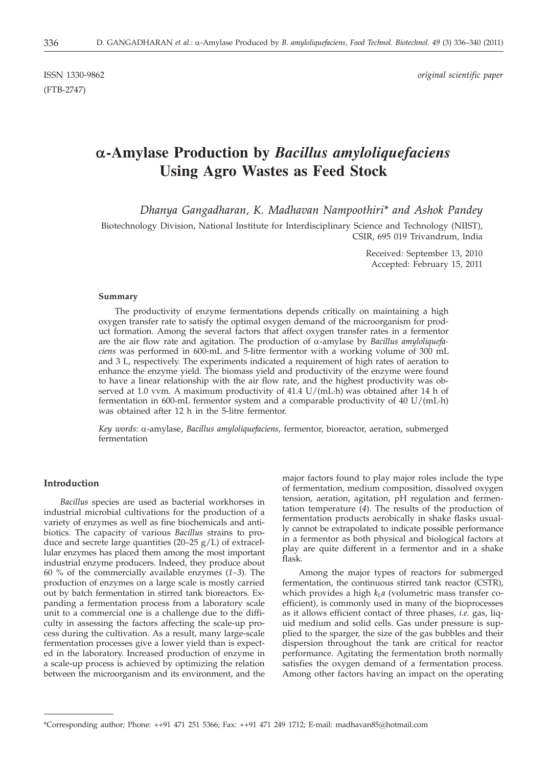ISSN 1330-9862 *original scientific paper*

(FTB-2747)

# α-Amylase Production by *Bacillus amyloliquefaciens* Using Agro Wastes as Feed Stock

*Dhanya Gangadharan, K. Madhavan Nampoothiri\* and Ashok Pandey*

Biotechnology Division, National Institute for Interdisciplinary Science and Technology (NIIST), CSIR, 695 019 Trivandrum, India

Received: September 13, 2010

Accepted: February 15, 2011

### Summary

The productivity of enzyme fermentations depends critically on maintaining a high oxygen transfer rate to satisfy the optimal oxygen demand of the microorganism for product formation. Among the several factors that affect oxygen transfer rates in a fermentor are the air flow rate and agitation. The production of α-amylase by *Bacillus amyloliquefaciens* was performed in 600-mL and 5-litre fermentor with a working volume of 300 mL and 3 L, respectively. The experiments indicated a requirement of high rates of aeration to enhance the enzyme yield. The biomass yield and productivity of the enzyme were found to have a linear relationship with the air flow rate, and the highest productivity was observed at 1.0 vvm. A maximum productivity of 41.4 U/(mL·h) was obtained after 14 h of fermentation in 600-mL fermentor system and a comparable productivity of 40 U/(mL·h) was obtained after 12 h in the 5-litre fermentor.

*Key words*: α-amylase, *Bacillus amyloliquefaciens*, fermentor, bioreactor, aeration, submerged fermentation

## Introduction

*Bacillus* species are used as bacterial workhorses in industrial microbial cultivations for the production of a variety of enzymes as well as fine biochemicals and antibiotics. The capacity of various *Bacillus* strains to produce and secrete large quantities (20–25 g/L) of extracellular enzymes has placed them among the most important industrial enzyme producers. Indeed, they produce about 60 % of the commercially available enzymes (*1–3*). The production of enzymes on a large scale is mostly carried out by batch fermentation in stirred tank bioreactors. Expanding a fermentation process from a laboratory scale unit to a commercial one is a challenge due to the difficulty in assessing the factors affecting the scale-up process during the cultivation. As a result, many large-scale fermentation processes give a lower yield than is expected in the laboratory. Increased production of enzyme in a scale-up process is achieved by optimizing the relation between the microorganism and its environment, and the major factors found to play major roles include the type of fermentation, medium composition, dissolved oxygen tension, aeration, agitation, pH regulation and fermentation temperature (*4*). The results of the production of fermentation products aerobically in shake flasks usually cannot be extrapolated to indicate possible performance in a fermentor as both physical and biological factors at play are quite different in a fermentor and in a shake flask.

Among the major types of reactors for submerged fermentation, the continuous stirred tank reactor (CSTR), which provides a high $k_La$ (volumetric mass transfer coefficient), is commonly used in many of the bioprocesses as it allows efficient contact of three phases, *i.e.* gas, liquid medium and solid cells. Gas under pressure is supplied to the sparger, the size of the gas bubbles and their dispersion throughout the tank are critical for reactor performance. Agitating the fermentation broth normally satisfies the oxygen demand of a fermentation process. Among other factors having an impact on the operating

---

\*Corresponding author; Phone: ++91 471 251 5366; Fax: ++91 471 249 1712; E-mail: madhavan85@hotmail.com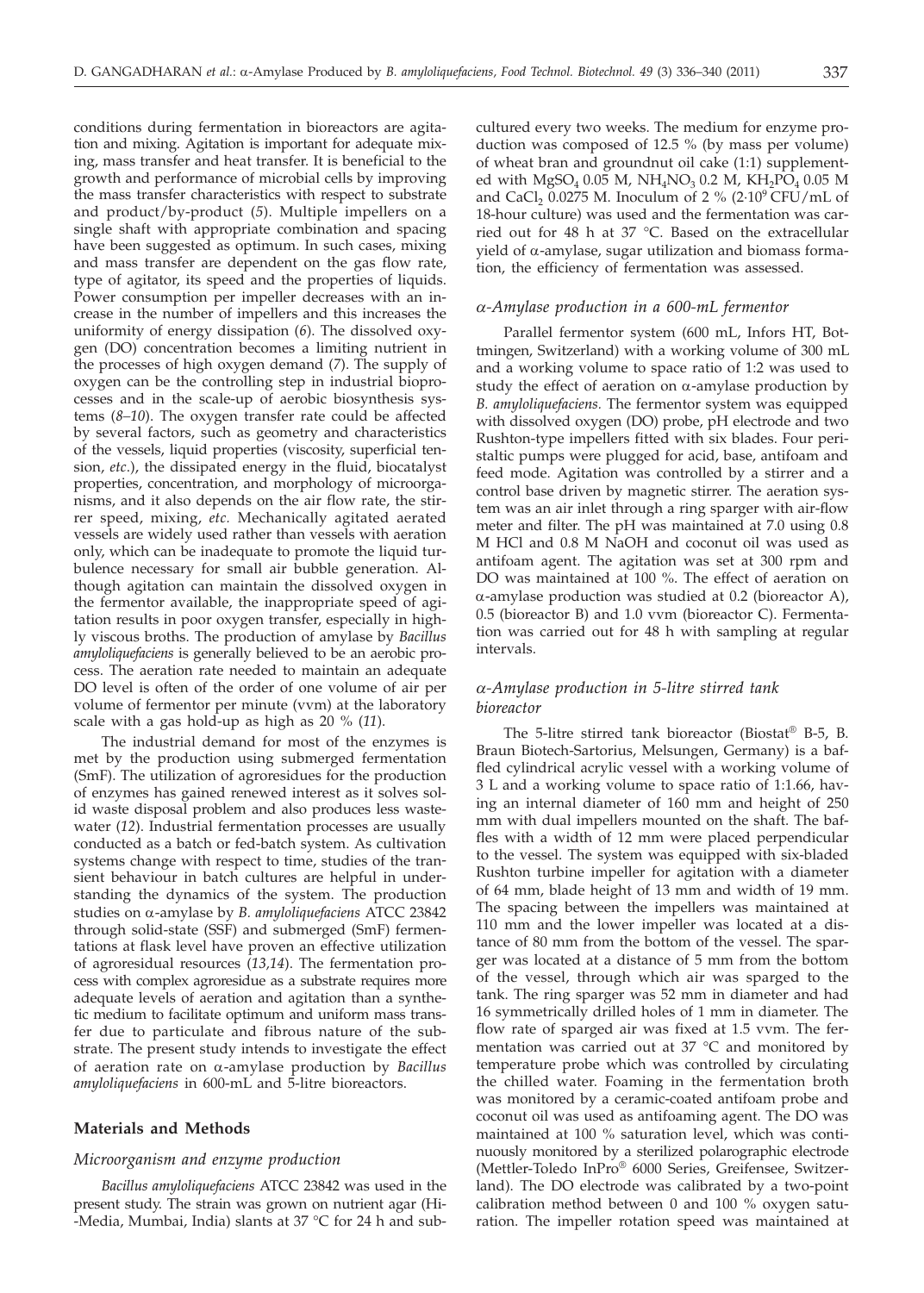conditions during fermentation in bioreactors are agitation and mixing. Agitation is important for adequate mixing, mass transfer and heat transfer. It is beneficial to the growth and performance of microbial cells by improving the mass transfer characteristics with respect to substrate and product/by-product (*5*). Multiple impellers on a single shaft with appropriate combination and spacing have been suggested as optimum. In such cases, mixing and mass transfer are dependent on the gas flow rate, type of agitator, its speed and the properties of liquids. Power consumption per impeller decreases with an increase in the number of impellers and this increases the uniformity of energy dissipation (*6*). The dissolved oxygen (DO) concentration becomes a limiting nutrient in the processes of high oxygen demand (*7*). The supply of oxygen can be the controlling step in industrial bioprocesses and in the scale-up of aerobic biosynthesis systems (*8–10*). The oxygen transfer rate could be affected by several factors, such as geometry and characteristics of the vessels, liquid properties (viscosity, superficial tension, *etc*.), the dissipated energy in the fluid, biocatalyst properties, concentration, and morphology of microorganisms, and it also depends on the air flow rate, the stirrer speed, mixing, *etc.* Mechanically agitated aerated vessels are widely used rather than vessels with aeration only, which can be inadequate to promote the liquid turbulence necessary for small air bubble generation. Although agitation can maintain the dissolved oxygen in the fermentor available, the inappropriate speed of agitation results in poor oxygen transfer, especially in highly viscous broths. The production of amylase by *Bacillus amyloliquefaciens* is generally believed to be an aerobic process. The aeration rate needed to maintain an adequate DO level is often of the order of one volume of air per volume of fermentor per minute (vvm) at the laboratory scale with a gas hold-up as high as 20 % (*11*).

The industrial demand for most of the enzymes is met by the production using submerged fermentation (SmF). The utilization of agroresidues for the production of enzymes has gained renewed interest as it solves solid waste disposal problem and also produces less wastewater (*12*). Industrial fermentation processes are usually conducted as a batch or fed-batch system. As cultivation systems change with respect to time, studies of the transient behaviour in batch cultures are helpful in understanding the dynamics of the system. The production studies on α-amylase by *B. amyloliquefaciens* ATCC 23842 through solid-state (SSF) and submerged (SmF) fermentations at flask level have proven an effective utilization of agroresidual resources (*13,14*). The fermentation process with complex agroresidue as a substrate requires more adequate levels of aeration and agitation than a synthetic medium to facilitate optimum and uniform mass transfer due to particulate and fibrous nature of the substrate. The present study intends to investigate the effect of aeration rate on α-amylase production by *Bacillus amyloliquefaciens* in 600-mL and 5-litre bioreactors.

## Materials and Methods

### *Microorganism and enzyme production*

*Bacillus amyloliquefaciens* ATCC 23842 was used in the present study. The strain was grown on nutrient agar (Hi-Media, Mumbai, India) slants at 37 °C for 24 h and subcultured every two weeks. The medium for enzyme production was composed of 12.5 % (by mass per volume) of wheat bran and groundnut oil cake (1:1) supplemented with $MgSO_4$ 0.05 M, $NH_4NO_3$ 0.2 M, $KH_2PO_4$ 0.05 M and $CaCl_2$ 0.0275 M. Inoculum of 2 % ($2\cdot10^9$ CFU/mL of 18-hour culture) was used and the fermentation was carried out for 48 h at 37 °C. Based on the extracellular yield of α-amylase, sugar utilization and biomass formation, the efficiency of fermentation was assessed.

### *α-Amylase production in a 600-mL fermentor*

Parallel fermentor system (600 mL, Infors HT, Bottmingen, Switzerland) with a working volume of 300 mL and a working volume to space ratio of 1:2 was used to study the effect of aeration on α-amylase production by *B. amyloliquefaciens.* The fermentor system was equipped with dissolved oxygen (DO) probe, pH electrode and two Rushton-type impellers fitted with six blades. Four peristaltic pumps were plugged for acid, base, antifoam and feed mode. Agitation was controlled by a stirrer and a control base driven by magnetic stirrer. The aeration system was an air inlet through a ring sparger with air-flow meter and filter. The pH was maintained at 7.0 using 0.8 M HCl and 0.8 M NaOH and coconut oil was used as antifoam agent. The agitation was set at 300 rpm and DO was maintained at 100 %. The effect of aeration on α-amylase production was studied at 0.2 (bioreactor A), 0.5 (bioreactor B) and 1.0 vvm (bioreactor C). Fermentation was carried out for 48 h with sampling at regular intervals.

### *α-Amylase production in 5-litre stirred tank bioreactor*

The 5-litre stirred tank bioreactor (Biostat® B-5, B. Braun Biotech-Sartorius, Melsungen, Germany) is a baffled cylindrical acrylic vessel with a working volume of 3 L and a working volume to space ratio of 1:1.66, having an internal diameter of 160 mm and height of 250 mm with dual impellers mounted on the shaft. The baffles with a width of 12 mm were placed perpendicular to the vessel. The system was equipped with six-bladed Rushton turbine impeller for agitation with a diameter of 64 mm, blade height of 13 mm and width of 19 mm. The spacing between the impellers was maintained at 110 mm and the lower impeller was located at a distance of 80 mm from the bottom of the vessel. The sparger was located at a distance of 5 mm from the bottom of the vessel, through which air was sparged to the tank. The ring sparger was 52 mm in diameter and had 16 symmetrically drilled holes of 1 mm in diameter. The flow rate of sparged air was fixed at 1.5 vvm. The fermentation was carried out at 37 °C and monitored by temperature probe which was controlled by circulating the chilled water. Foaming in the fermentation broth was monitored by a ceramic-coated antifoam probe and coconut oil was used as antifoaming agent. The DO was maintained at 100 % saturation level, which was continuously monitored by a sterilized polarographic electrode (Mettler-Toledo InPro® 6000 Series, Greifensee, Switzerland). The DO electrode was calibrated by a two-point calibration method between 0 and 100 % oxygen saturation. The impeller rotation speed was maintained at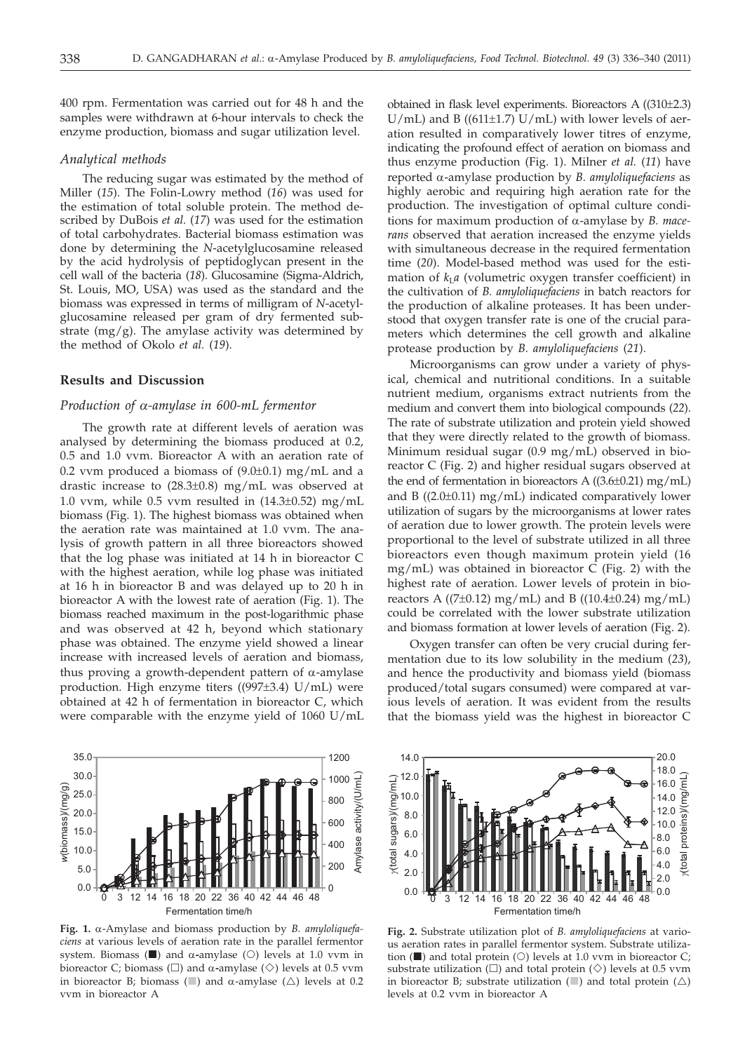400 rpm. Fermentation was carried out for 48 h and the samples were withdrawn at 6-hour intervals to check the enzyme production, biomass and sugar utilization level.

### *Analytical methods*

The reducing sugar was estimated by the method of Miller (*15*). The Folin-Lowry method (*16*) was used for the estimation of total soluble protein. The method described by DuBois *et al.* (*17*) was used for the estimation of total carbohydrates. Bacterial biomass estimation was done by determining the *N*-acetylglucosamine released by the acid hydrolysis of peptidoglycan present in the cell wall of the bacteria (*18*). Glucosamine (Sigma-Aldrich, St. Louis, MO, USA) was used as the standard and the biomass was expressed in terms of milligram of *N*-acetylglucosamine released per gram of dry fermented substrate (mg/g). The amylase activity was determined by the method of Okolo *et al.* (*19*).

## Results and Discussion

### *Production of α-amylase in 600-mL fermentor*

The growth rate at different levels of aeration was analysed by determining the biomass produced at 0.2, 0.5 and 1.0 vvm. Bioreactor A with an aeration rate of 0.2 vvm produced a biomass of (9.0±0.1) mg/mL and a drastic increase to (28.3±0.8) mg/mL was observed at 1.0 vvm, while 0.5 vvm resulted in (14.3±0.52) mg/mL biomass (Fig. 1). The highest biomass was obtained when the aeration rate was maintained at 1.0 vvm. The analysis of growth pattern in all three bioreactors showed that the log phase was initiated at 14 h in bioreactor C with the highest aeration, while log phase was initiated at 16 h in bioreactor B and was delayed up to 20 h in bioreactor A with the lowest rate of aeration (Fig. 1). The biomass reached maximum in the post-logarithmic phase and was observed at 42 h, beyond which stationary phase was obtained. The enzyme yield showed a linear increase with increased levels of aeration and biomass, thus proving a growth-dependent pattern of α-amylase production. High enzyme titers ((997±3.4) U/mL) were obtained at 42 h of fermentation in bioreactor C, which were comparable with the enzyme yield of 1060 U/mL obtained in flask level experiments. Bioreactors A ((310±2.3) U/mL) and B ((611±1.7) U/mL) with lower levels of aeration resulted in comparatively lower titres of enzyme, indicating the profound effect of aeration on biomass and thus enzyme production (Fig. 1). Milner *et al.* (*11*) have reported α-amylase production by *B. amyloliquefaciens* as highly aerobic and requiring high aeration rate for the production. The investigation of optimal culture conditions for maximum production of α-amylase by *B. macerans* observed that aeration increased the enzyme yields with simultaneous decrease in the required fermentation time (*20*). Model-based method was used for the estimation of $k_La$ (volumetric oxygen transfer coefficient) in the cultivation of *B. amyloliquefaciens* in batch reactors for the production of alkaline proteases. It has been understood that oxygen transfer rate is one of the crucial parameters which determines the cell growth and alkaline protease production by *B. amyloliquefaciens* (*21*).

Microorganisms can grow under a variety of physical, chemical and nutritional conditions. In a suitable nutrient medium, organisms extract nutrients from the medium and convert them into biological compounds (*22*). The rate of substrate utilization and protein yield showed that they were directly related to the growth of biomass. Minimum residual sugar (0.9 mg/mL) observed in bioreactor C (Fig. 2) and higher residual sugars observed at the end of fermentation in bioreactors A ((3.6±0.21) mg/mL) and B ((2.0±0.11) mg/mL) indicated comparatively lower utilization of sugars by the microorganisms at lower rates of aeration due to lower growth. The protein levels were proportional to the level of substrate utilized in all three bioreactors even though maximum protein yield (16 mg/mL) was obtained in bioreactor C (Fig. 2) with the highest rate of aeration. Lower levels of protein in bioreactors A ((7±0.12) mg/mL) and B ((10.4±0.24) mg/mL) could be correlated with the lower substrate utilization and biomass formation at lower levels of aeration (Fig. 2).

Oxygen transfer can often be very crucial during fermentation due to its low solubility in the medium (*23*), and hence the productivity and biomass yield (biomass produced/total sugars consumed) were compared at various levels of aeration. It was evident from the results that the biomass yield was the highest in bioreactor C

**Fig. 1.** α-Amylase and biomass production by *B. amyloliquefaciens* at various levels of aeration rate in the parallel fermentor system. Biomass (■) and α-amylase (○) levels at 1.0 vvm in bioreactor C; biomass (□) and α-amylase (◇) levels at 0.5 vvm in bioreactor B; biomass (■) and α-amylase (△) levels at 0.2 vvm in bioreactor A

**Fig. 2.** Substrate utilization plot of *B. amyloliquefaciens* at various aeration rates in parallel fermentor system. Substrate utilization (■) and total protein (○) levels at 1.0 vvm in bioreactor C; substrate utilization (□) and total protein (◇) levels at 0.5 vvm in bioreactor B; substrate utilization (■) and total protein (△) levels at 0.2 vvm in bioreactor A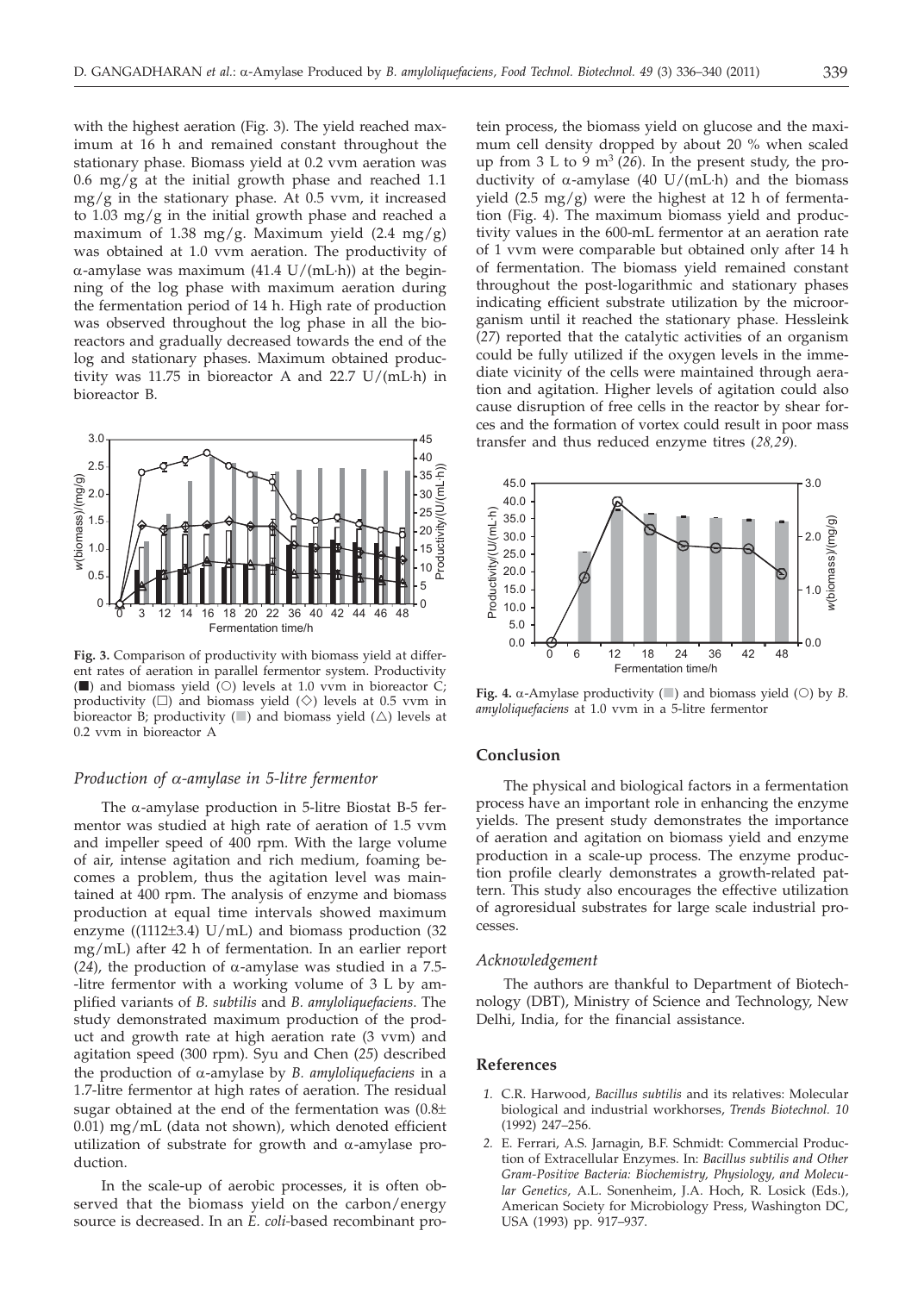with the highest aeration (Fig. 3). The yield reached maximum at 16 h and remained constant throughout the stationary phase. Biomass yield at 0.2 vvm aeration was 0.6 mg/g at the initial growth phase and reached 1.1 mg/g in the stationary phase. At 0.5 vvm, it increased to 1.03 mg/g in the initial growth phase and reached a maximum of 1.38 mg/g. Maximum yield (2.4 mg/g) was obtained at 1.0 vvm aeration. The productivity of α-amylase was maximum (41.4 U/(mL·h)) at the beginning of the log phase with maximum aeration during the fermentation period of 14 h. High rate of production was observed throughout the log phase in all the bioreactors and gradually decreased towards the end of the log and stationary phases. Maximum obtained productivity was 11.75 in bioreactor A and 22.7 U/(mL·h) in bioreactor B.

**Fig. 3.** Comparison of productivity with biomass yield at different rates of aeration in parallel fermentor system. Productivity (■) and biomass yield (○) levels at 1.0 vvm in bioreactor C; productivity (□) and biomass yield (◇) levels at 0.5 vvm in bioreactor B; productivity (▒) and biomass yield (△) levels at 0.2 vvm in bioreactor A

### *Production of α-amylase in 5-litre fermentor*

The α-amylase production in 5-litre Biostat B-5 fermentor was studied at high rate of aeration of 1.5 vvm and impeller speed of 400 rpm. With the large volume of air, intense agitation and rich medium, foaming becomes a problem, thus the agitation level was maintained at 400 rpm. The analysis of enzyme and biomass production at equal time intervals showed maximum enzyme ((1112±3.4) U/mL) and biomass production (32 mg/mL) after 42 h of fermentation. In an earlier report (*24*), the production of α-amylase was studied in a 7.5-litre fermentor with a working volume of 3 L by amplified variants of *B. subtilis* and *B. amyloliquefaciens*. The study demonstrated maximum production of the product and growth rate at high aeration rate (3 vvm) and agitation speed (300 rpm). Syu and Chen (*25*) described the production of α-amylase by *B. amyloliquefaciens* in a 1.7-litre fermentor at high rates of aeration. The residual sugar obtained at the end of the fermentation was (0.8± 0.01) mg/mL (data not shown), which denoted efficient utilization of substrate for growth and α-amylase production.

In the scale-up of aerobic processes, it is often observed that the biomass yield on the carbon/energy source is decreased. In an *E. coli*-based recombinant protein process, the biomass yield on glucose and the maximum cell density dropped by about 20 % when scaled up from 3 L to 9 $m^3$ (*26*). In the present study, the productivity of α-amylase (40 U/(mL·h) and the biomass yield (2.5 mg/g) were the highest at 12 h of fermentation (Fig. 4). The maximum biomass yield and productivity values in the 600-mL fermentor at an aeration rate of 1 vvm were comparable but obtained only after 14 h of fermentation. The biomass yield remained constant throughout the post-logarithmic and stationary phases indicating efficient substrate utilization by the microorganism until it reached the stationary phase. Hessleink (*27*) reported that the catalytic activities of an organism could be fully utilized if the oxygen levels in the immediate vicinity of the cells were maintained through aeration and agitation. Higher levels of agitation could also cause disruption of free cells in the reactor by shear forces and the formation of vortex could result in poor mass transfer and thus reduced enzyme titres (*28,29*).

**Fig. 4.** α-Amylase productivity (▒) and biomass yield (○) by *B. amyloliquefaciens* at 1.0 vvm in a 5-litre fermentor

## Conclusion

The physical and biological factors in a fermentation process have an important role in enhancing the enzyme yields. The present study demonstrates the importance of aeration and agitation on biomass yield and enzyme production in a scale-up process. The enzyme production profile clearly demonstrates a growth-related pattern. This study also encourages the effective utilization of agroresidual substrates for large scale industrial processes.

### *Acknowledgement*

The authors are thankful to Department of Biotechnology (DBT), Ministry of Science and Technology, New Delhi, India, for the financial assistance.

## References

1. C.R. Harwood, *Bacillus subtilis* and its relatives: Molecular biological and industrial workhorses, *Trends Biotechnol. 10* (1992) 247–256.
2. E. Ferrari, A.S. Jarnagin, B.F. Schmidt: Commercial Production of Extracellular Enzymes. In: *Bacillus subtilis and Other Gram-Positive Bacteria: Biochemistry, Physiology, and Molecular Genetics*, A.L. Sonenheim, J.A. Hoch, R. Losick (Eds.), American Society for Microbiology Press, Washington DC, USA (1993) pp. 917–937.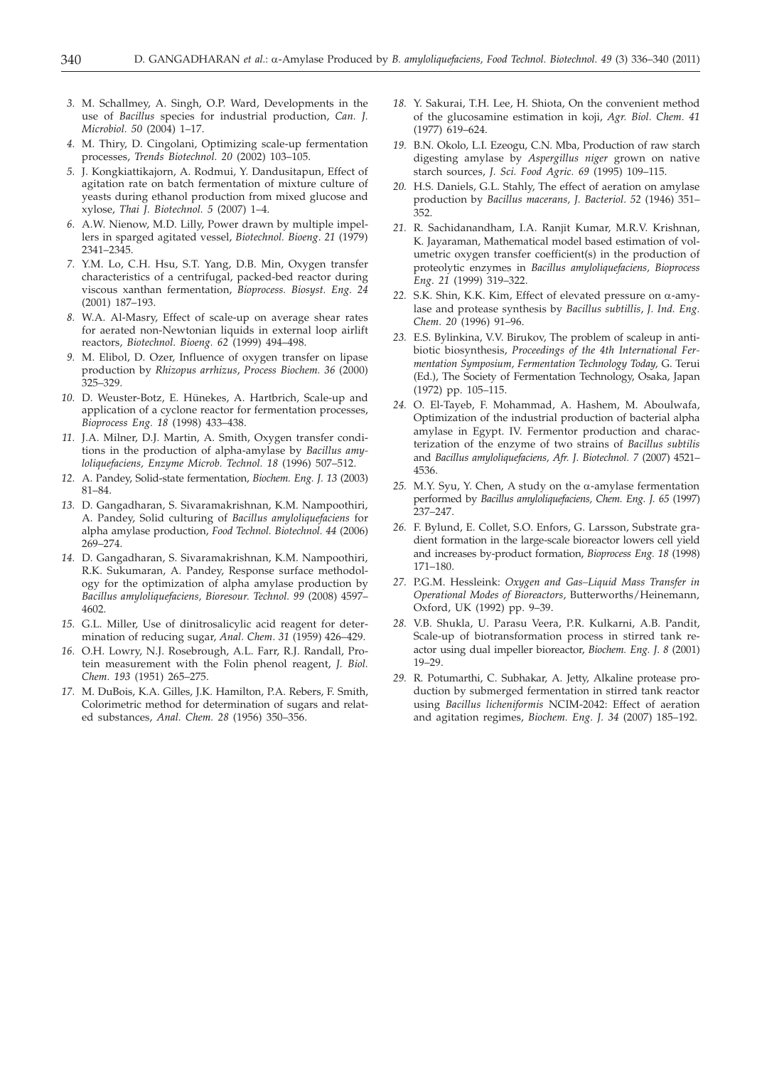3. M. Schallmey, A. Singh, O.P. Ward, Developments in the use of *Bacillus* species for industrial production, *Can. J. Microbiol. 50* (2004) 1–17.
4. M. Thiry, D. Cingolani, Optimizing scale-up fermentation processes, *Trends Biotechnol. 20* (2002) 103–105.
5. J. Kongkiattikajorn, A. Rodmui, Y. Dandusitapun, Effect of agitation rate on batch fermentation of mixture culture of yeasts during ethanol production from mixed glucose and xylose, *Thai J. Biotechnol. 5* (2007) 1–4.
6. A.W. Nienow, M.D. Lilly, Power drawn by multiple impellers in sparged agitated vessel, *Biotechnol. Bioeng. 21* (1979) 2341–2345.
7. Y.M. Lo, C.H. Hsu, S.T. Yang, D.B. Min, Oxygen transfer characteristics of a centrifugal, packed-bed reactor during viscous xanthan fermentation, *Bioprocess. Biosyst. Eng. 24* (2001) 187–193.
8. W.A. Al-Masry, Effect of scale-up on average shear rates for aerated non-Newtonian liquids in external loop airlift reactors, *Biotechnol. Bioeng. 62* (1999) 494–498.
9. M. Elibol, D. Ozer, Influence of oxygen transfer on lipase production by *Rhizopus arrhizus*, *Process Biochem. 36* (2000) 325–329.
10. D. Weuster-Botz, E. Hünekes, A. Hartbrich, Scale-up and application of a cyclone reactor for fermentation processes, *Bioprocess Eng. 18* (1998) 433–438.
11. J.A. Milner, D.J. Martin, A. Smith, Oxygen transfer conditions in the production of alpha-amylase by *Bacillus amyloliquefaciens, Enzyme Microb. Technol. 18* (1996) 507–512.
12. A. Pandey, Solid-state fermentation, *Biochem. Eng. J. 13* (2003) 81–84.
13. D. Gangadharan, S. Sivaramakrishnan, K.M. Nampoothiri, A. Pandey, Solid culturing of *Bacillus amyloliquefaciens* for alpha amylase production, *Food Technol. Biotechnol. 44* (2006) 269–274.
14. D. Gangadharan, S. Sivaramakrishnan, K.M. Nampoothiri, R.K. Sukumaran, A. Pandey, Response surface methodology for the optimization of alpha amylase production by *Bacillus amyloliquefaciens*, *Bioresour. Technol. 99* (2008) 4597–4602.
15. G.L. Miller, Use of dinitrosalicylic acid reagent for determination of reducing sugar, *Anal. Chem. 31* (1959) 426–429.
16. O.H. Lowry, N.J. Rosebrough, A.L. Farr, R.J. Randall, Protein measurement with the Folin phenol reagent, *J. Biol. Chem. 193* (1951) 265–275.
17. M. DuBois, K.A. Gilles, J.K. Hamilton, P.A. Rebers, F. Smith, Colorimetric method for determination of sugars and related substances, *Anal. Chem. 28* (1956) 350–356.
18. Y. Sakurai, T.H. Lee, H. Shiota, On the convenient method of the glucosamine estimation in koji, *Agr. Biol. Chem. 41* (1977) 619–624.
19. B.N. Okolo, L.I. Ezeogu, C.N. Mba, Production of raw starch digesting amylase by *Aspergillus niger* grown on native starch sources, *J. Sci. Food Agric. 69* (1995) 109–115.
20. H.S. Daniels, G.L. Stahly, The effect of aeration on amylase production by *Bacillus macerans*, *J. Bacteriol. 52* (1946) 351–352.
21. R. Sachidanandham, I.A. Ranjit Kumar, M.R.V. Krishnan, K. Jayaraman, Mathematical model based estimation of volumetric oxygen transfer coefficient(s) in the production of proteolytic enzymes in *Bacillus amyloliquefaciens*, *Bioprocess Eng. 21* (1999) 319–322.
22. S.K. Shin, K.K. Kim, Effect of elevated pressure on α-amylase and protease synthesis by *Bacillus subtillis*, *J. Ind. Eng. Chem. 20* (1996) 91–96.
23. E.S. Bylinkina, V.V. Birukov, The problem of scaleup in antibiotic biosynthesis, *Proceedings of the 4th International Fermentation Symposium, Fermentation Technology Today*, G. Terui (Ed.), The Society of Fermentation Technology, Osaka, Japan (1972) pp. 105–115.
24. O. El-Tayeb, F. Mohammad, A. Hashem, M. Aboulwafa, Optimization of the industrial production of bacterial alpha amylase in Egypt. IV. Fermentor production and characterization of the enzyme of two strains of *Bacillus subtilis* and *Bacillus amyloliquefaciens*, *Afr. J. Biotechnol. 7* (2007) 4521–4536.
25. M.Y. Syu, Y. Chen, A study on the α-amylase fermentation performed by *Bacillus amyloliquefaciens, Chem. Eng. J. 65* (1997) 237–247.
26. F. Bylund, E. Collet, S.O. Enfors, G. Larsson, Substrate gradient formation in the large-scale bioreactor lowers cell yield and increases by-product formation, *Bioprocess Eng. 18* (1998) 171–180.
27. P.G.M. Hessleink: *Oxygen and Gas–Liquid Mass Transfer in Operational Modes of Bioreactors*, Butterworths/Heinemann, Oxford, UK (1992) pp. 9–39.
28. V.B. Shukla, U. Parasu Veera, P.R. Kulkarni, A.B. Pandit, Scale-up of biotransformation process in stirred tank reactor using dual impeller bioreactor, *Biochem. Eng. J. 8* (2001) 19–29.
29. R. Potumarthi, C. Subhakar, A. Jetty, Alkaline protease production by submerged fermentation in stirred tank reactor using *Bacillus licheniformis* NCIM-2042: Effect of aeration and agitation regimes, *Biochem. Eng. J. 34* (2007) 185–192.